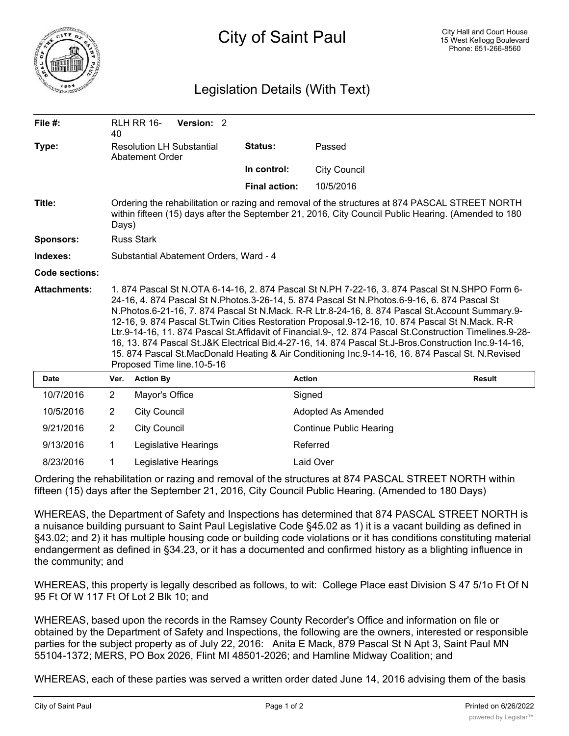# City of Saint Paul

City Hall and Court House
15 West Kellogg Boulevard
Phone: 651-266-8560

## Legislation Details (With Text)

| | | | |
|---|---|---|---|
| **File #:** | RLH RR 16-40 **Version:** 2 | | |
| **Type:** | Resolution LH Substantial Abatement Order | **Status:** | Passed |
| | | **In control:** | City Council |
| | | **Final action:** | 10/5/2016 |

**Title:** Ordering the rehabilitation or razing and removal of the structures at 874 PASCAL STREET NORTH within fifteen (15) days after the September 21, 2016, City Council Public Hearing. (Amended to 180 Days)

**Sponsors:** Russ Stark

**Indexes:** Substantial Abatement Orders, Ward - 4

**Code sections:**

**Attachments:** 1. 874 Pascal St N.OTA 6-14-16, 2. 874 Pascal St N.PH 7-22-16, 3. 874 Pascal St N.SHPO Form 6-24-16, 4. 874 Pascal St N.Photos.3-26-14, 5. 874 Pascal St N.Photos.6-9-16, 6. 874 Pascal St N.Photos.6-21-16, 7. 874 Pascal St N.Mack. R-R Ltr.8-24-16, 8. 874 Pascal St.Account Summary.9-12-16, 9. 874 Pascal St.Twin Cities Restoration Proposal.9-12-16, 10. 874 Pascal St N.Mack. R-R Ltr.9-14-16, 11. 874 Pascal St.Affidavit of Financial.9-, 12. 874 Pascal St.Construction Timelines.9-28-16, 13. 874 Pascal St.J&K Electrical Bid.4-27-16, 14. 874 Pascal St.J-Bros.Construction Inc.9-14-16, 15. 874 Pascal St.MacDonald Heating & Air Conditioning Inc.9-14-16, 16. 874 Pascal St. N.Revised Proposed Time line.10-5-16

| Date | Ver. | Action By | Action | Result |
|---|---|---|---|---|
| 10/7/2016 | 2 | Mayor's Office | Signed | |
| 10/5/2016 | 2 | City Council | Adopted As Amended | |
| 9/21/2016 | 2 | City Council | Continue Public Hearing | |
| 9/13/2016 | 1 | Legislative Hearings | Referred | |
| 8/23/2016 | 1 | Legislative Hearings | Laid Over | |

Ordering the rehabilitation or razing and removal of the structures at 874 PASCAL STREET NORTH within fifteen (15) days after the September 21, 2016, City Council Public Hearing. (Amended to 180 Days)

WHEREAS, the Department of Safety and Inspections has determined that 874 PASCAL STREET NORTH is a nuisance building pursuant to Saint Paul Legislative Code §45.02 as 1) it is a vacant building as defined in §43.02; and 2) it has multiple housing code or building code violations or it has conditions constituting material endangerment as defined in §34.23, or it has a documented and confirmed history as a blighting influence in the community; and

WHEREAS, this property is legally described as follows, to wit: College Place east Division S 47 5/1o Ft Of N 95 Ft Of W 117 Ft Of Lot 2 Blk 10; and

WHEREAS, based upon the records in the Ramsey County Recorder's Office and information on file or obtained by the Department of Safety and Inspections, the following are the owners, interested or responsible parties for the subject property as of July 22, 2016: Anita E Mack, 879 Pascal St N Apt 3, Saint Paul MN 55104-1372; MERS, PO Box 2026, Flint MI 48501-2026; and Hamline Midway Coalition; and

WHEREAS, each of these parties was served a written order dated June 14, 2016 advising them of the basis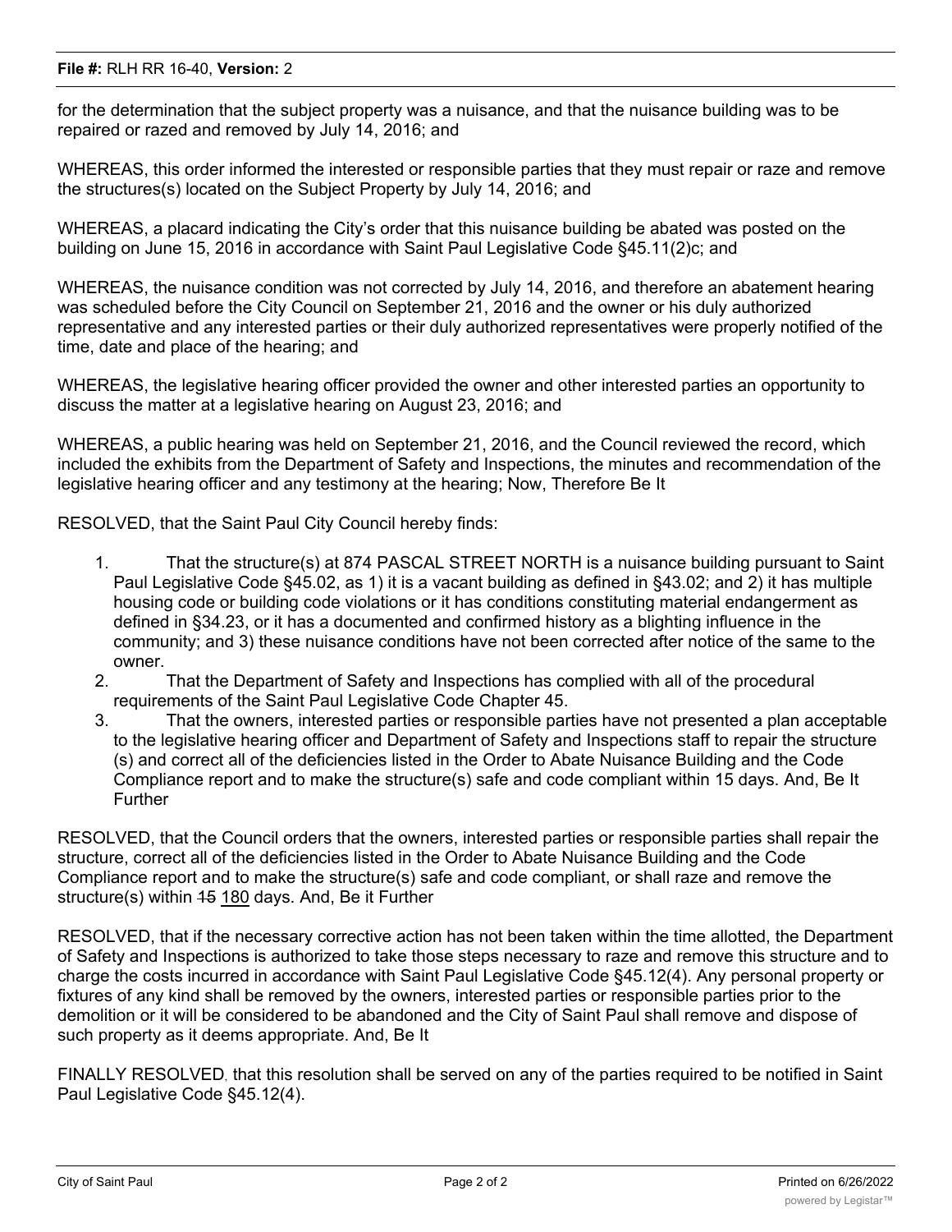for the determination that the subject property was a nuisance, and that the nuisance building was to be repaired or razed and removed by July 14, 2016; and

WHEREAS, this order informed the interested or responsible parties that they must repair or raze and remove the structures(s) located on the Subject Property by July 14, 2016; and

WHEREAS, a placard indicating the City's order that this nuisance building be abated was posted on the building on June 15, 2016 in accordance with Saint Paul Legislative Code §45.11(2)c; and

WHEREAS, the nuisance condition was not corrected by July 14, 2016, and therefore an abatement hearing was scheduled before the City Council on September 21, 2016 and the owner or his duly authorized representative and any interested parties or their duly authorized representatives were properly notified of the time, date and place of the hearing; and

WHEREAS, the legislative hearing officer provided the owner and other interested parties an opportunity to discuss the matter at a legislative hearing on August 23, 2016; and

WHEREAS, a public hearing was held on September 21, 2016, and the Council reviewed the record, which included the exhibits from the Department of Safety and Inspections, the minutes and recommendation of the legislative hearing officer and any testimony at the hearing; Now, Therefore Be It

RESOLVED, that the Saint Paul City Council hereby finds:

1. That the structure(s) at 874 PASCAL STREET NORTH is a nuisance building pursuant to Saint Paul Legislative Code §45.02, as 1) it is a vacant building as defined in §43.02; and 2) it has multiple housing code or building code violations or it has conditions constituting material endangerment as defined in §34.23, or it has a documented and confirmed history as a blighting influence in the community; and 3) these nuisance conditions have not been corrected after notice of the same to the owner.
2. That the Department of Safety and Inspections has complied with all of the procedural requirements of the Saint Paul Legislative Code Chapter 45.
3. That the owners, interested parties or responsible parties have not presented a plan acceptable to the legislative hearing officer and Department of Safety and Inspections staff to repair the structure (s) and correct all of the deficiencies listed in the Order to Abate Nuisance Building and the Code Compliance report and to make the structure(s) safe and code compliant within 15 days. And, Be It Further

RESOLVED, that the Council orders that the owners, interested parties or responsible parties shall repair the structure, correct all of the deficiencies listed in the Order to Abate Nuisance Building and the Code Compliance report and to make the structure(s) safe and code compliant, or shall raze and remove the structure(s) within ~~15~~ 180 days. And, Be it Further

RESOLVED, that if the necessary corrective action has not been taken within the time allotted, the Department of Safety and Inspections is authorized to take those steps necessary to raze and remove this structure and to charge the costs incurred in accordance with Saint Paul Legislative Code §45.12(4). Any personal property or fixtures of any kind shall be removed by the owners, interested parties or responsible parties prior to the demolition or it will be considered to be abandoned and the City of Saint Paul shall remove and dispose of such property as it deems appropriate. And, Be It

FINALLY RESOLVED, that this resolution shall be served on any of the parties required to be notified in Saint Paul Legislative Code §45.12(4).